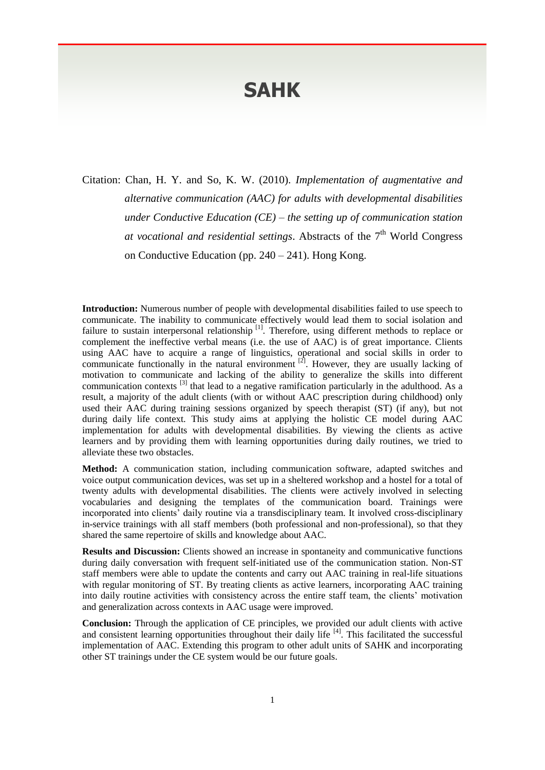# SAHK

Citation: Chan, H. Y. and So, K. W. (2010). *Implementation of augmentative and alternative communication (AAC) for adults with developmental disabilities under Conductive Education (CE) – the setting up of communication station at vocational and residential settings*. Abstracts of the 7th World Congress on Conductive Education (pp. 240 – 241). Hong Kong.

**Introduction:** Numerous number of people with developmental disabilities failed to use speech to communicate. The inability to communicate effectively would lead them to social isolation and failure to sustain interpersonal relationship [1]. Therefore, using different methods to replace or complement the ineffective verbal means (i.e. the use of AAC) is of great importance. Clients using AAC have to acquire a range of linguistics, operational and social skills in order to communicate functionally in the natural environment [2]. However, they are usually lacking of motivation to communicate and lacking of the ability to generalize the skills into different communication contexts [3] that lead to a negative ramification particularly in the adulthood. As a result, a majority of the adult clients (with or without AAC prescription during childhood) only used their AAC during training sessions organized by speech therapist (ST) (if any), but not during daily life context. This study aims at applying the holistic CE model during AAC implementation for adults with developmental disabilities. By viewing the clients as active learners and by providing them with learning opportunities during daily routines, we tried to alleviate these two obstacles.

**Method:** A communication station, including communication software, adapted switches and voice output communication devices, was set up in a sheltered workshop and a hostel for a total of twenty adults with developmental disabilities. The clients were actively involved in selecting vocabularies and designing the templates of the communication board. Trainings were incorporated into clients' daily routine via a transdisciplinary team. It involved cross-disciplinary in-service trainings with all staff members (both professional and non-professional), so that they shared the same repertoire of skills and knowledge about AAC.

**Results and Discussion:** Clients showed an increase in spontaneity and communicative functions during daily conversation with frequent self-initiated use of the communication station. Non-ST staff members were able to update the contents and carry out AAC training in real-life situations with regular monitoring of ST. By treating clients as active learners, incorporating AAC training into daily routine activities with consistency across the entire staff team, the clients' motivation and generalization across contexts in AAC usage were improved.

**Conclusion:** Through the application of CE principles, we provided our adult clients with active and consistent learning opportunities throughout their daily life [4]. This facilitated the successful implementation of AAC. Extending this program to other adult units of SAHK and incorporating other ST trainings under the CE system would be our future goals.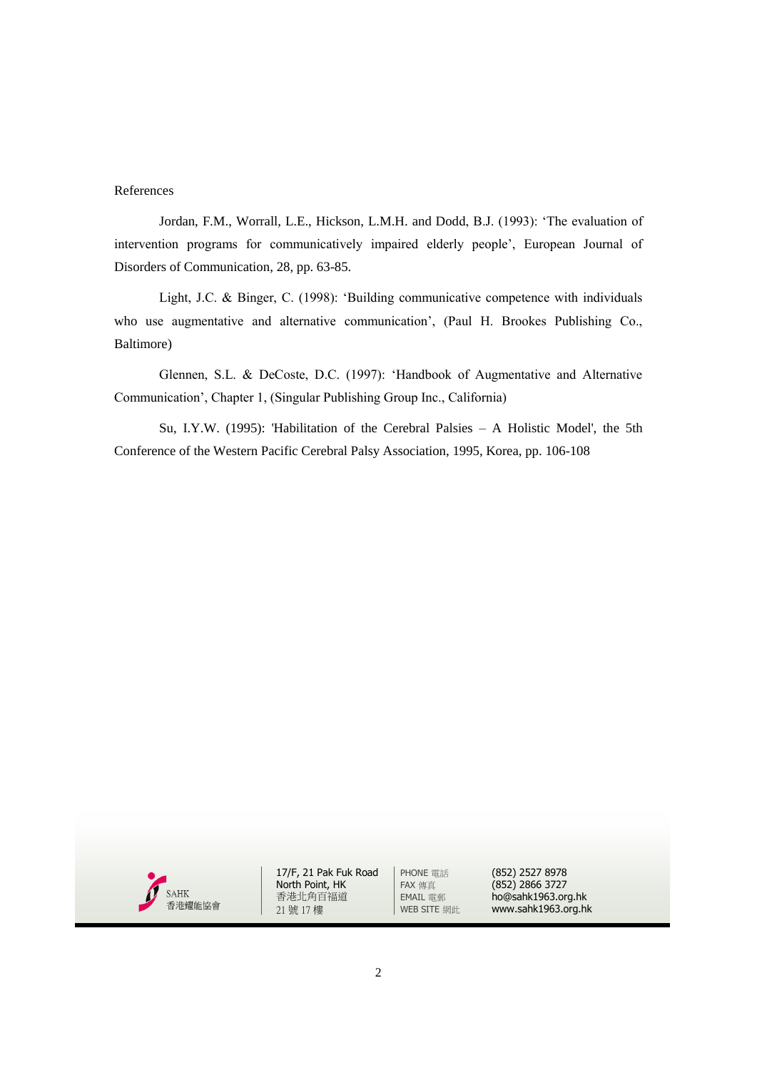References

Jordan, F.M., Worrall, L.E., Hickson, L.M.H. and Dodd, B.J. (1993): 'The evaluation of intervention programs for communicatively impaired elderly people', European Journal of Disorders of Communication, 28, pp. 63-85.

Light, J.C. & Binger, C. (1998): 'Building communicative competence with individuals who use augmentative and alternative communication', (Paul H. Brookes Publishing Co., Baltimore)

Glennen, S.L. & DeCoste, D.C. (1997): 'Handbook of Augmentative and Alternative Communication', Chapter 1, (Singular Publishing Group Inc., California)

Su, I.Y.W. (1995): 'Habilitation of the Cerebral Palsies – A Holistic Model', the 5th Conference of the Western Pacific Cerebral Palsy Association, 1995, Korea, pp. 106-108